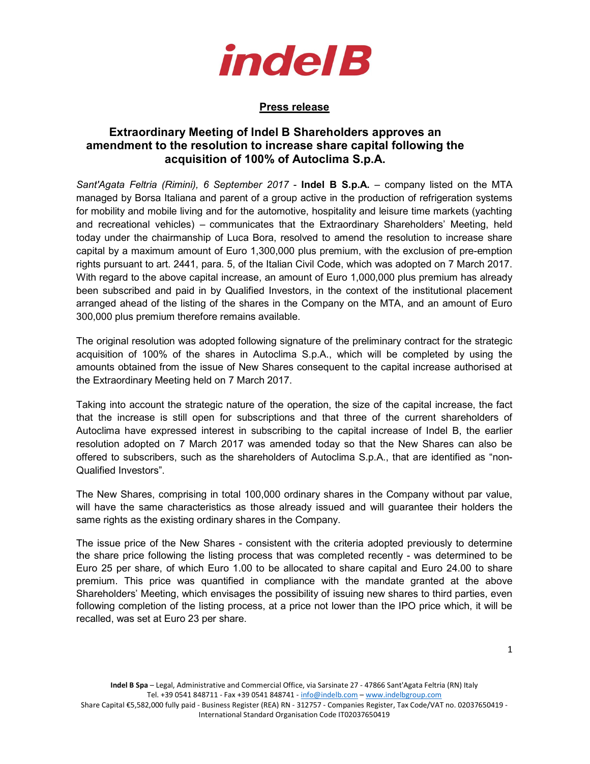# indelB

**Press release**

## Extraordinary Meeting of Indel B Shareholders approves an amendment to the resolution to increase share capital following the acquisition of 100% of Autoclima S.p.A.

*Sant'Agata Feltria (Rimini), 6 September 2017* - **Indel B S.p.A.** – company listed on the MTA managed by Borsa Italiana and parent of a group active in the production of refrigeration systems for mobility and mobile living and for the automotive, hospitality and leisure time markets (yachting and recreational vehicles) – communicates that the Extraordinary Shareholders' Meeting, held today under the chairmanship of Luca Bora, resolved to amend the resolution to increase share capital by a maximum amount of Euro 1,300,000 plus premium, with the exclusion of pre-emption rights pursuant to art. 2441, para. 5, of the Italian Civil Code, which was adopted on 7 March 2017. With regard to the above capital increase, an amount of Euro 1,000,000 plus premium has already been subscribed and paid in by Qualified Investors, in the context of the institutional placement arranged ahead of the listing of the shares in the Company on the MTA, and an amount of Euro 300,000 plus premium therefore remains available.

The original resolution was adopted following signature of the preliminary contract for the strategic acquisition of 100% of the shares in Autoclima S.p.A., which will be completed by using the amounts obtained from the issue of New Shares consequent to the capital increase authorised at the Extraordinary Meeting held on 7 March 2017.

Taking into account the strategic nature of the operation, the size of the capital increase, the fact that the increase is still open for subscriptions and that three of the current shareholders of Autoclima have expressed interest in subscribing to the capital increase of Indel B, the earlier resolution adopted on 7 March 2017 was amended today so that the New Shares can also be offered to subscribers, such as the shareholders of Autoclima S.p.A., that are identified as "non-Qualified Investors".

The New Shares, comprising in total 100,000 ordinary shares in the Company without par value, will have the same characteristics as those already issued and will guarantee their holders the same rights as the existing ordinary shares in the Company.

The issue price of the New Shares - consistent with the criteria adopted previously to determine the share price following the listing process that was completed recently - was determined to be Euro 25 per share, of which Euro 1.00 to be allocated to share capital and Euro 24.00 to share premium. This price was quantified in compliance with the mandate granted at the above Shareholders' Meeting, which envisages the possibility of issuing new shares to third parties, even following completion of the listing process, at a price not lower than the IPO price which, it will be recalled, was set at Euro 23 per share.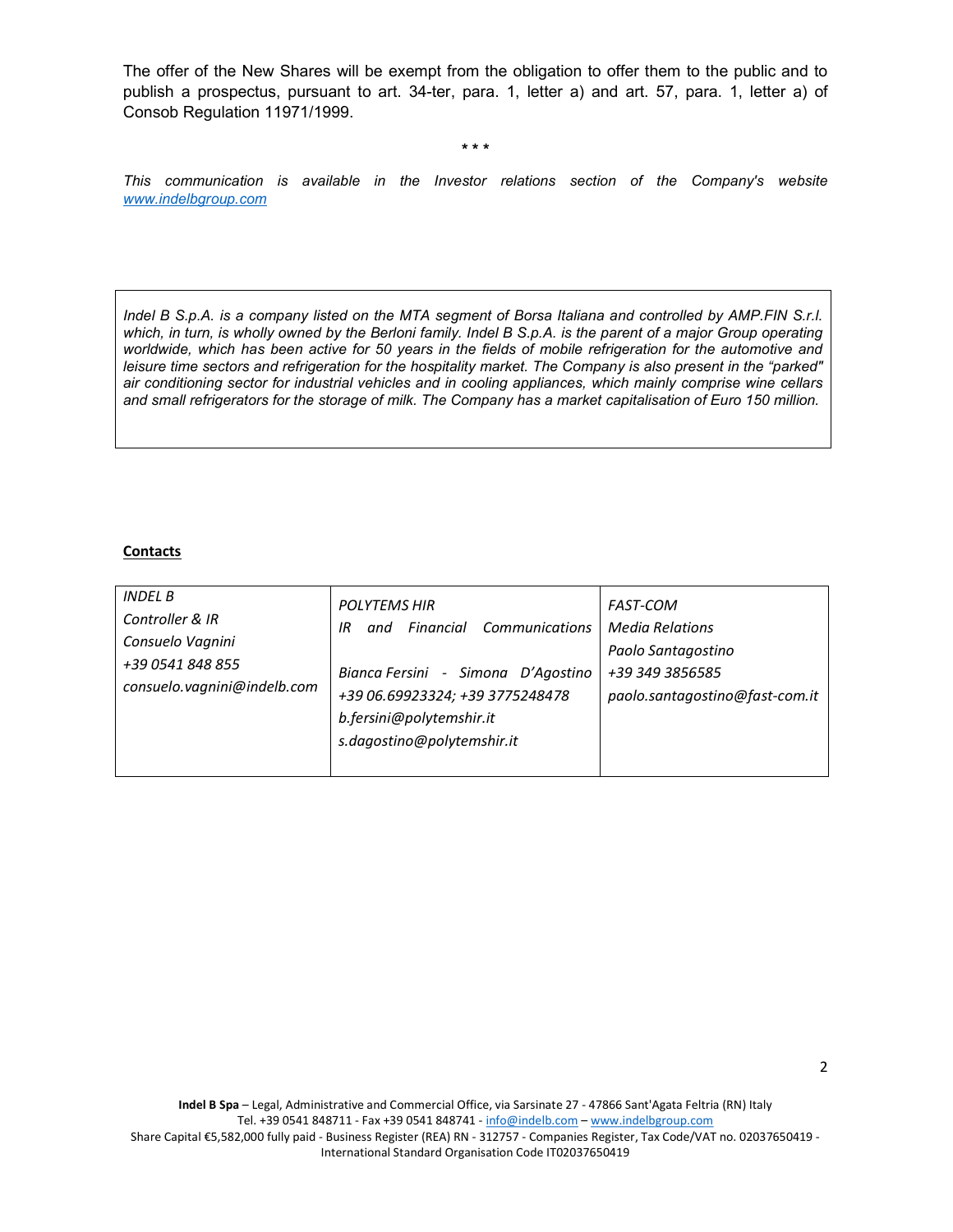The offer of the New Shares will be exempt from the obligation to offer them to the public and to publish a prospectus, pursuant to art. 34-ter, para. 1, letter a) and art. 57, para. 1, letter a) of Consob Regulation 11971/1999.

\* \* \*

*This communication is available in the Investor relations section of the Company's website [www.indelbgroup.com](www.indelbgroup.com)*

*Indel B S.p.A. is a company listed on the MTA segment of Borsa Italiana and controlled by AMP.FIN S.r.l. which, in turn, is wholly owned by the Berloni family. Indel B S.p.A. is the parent of a major Group operating worldwide, which has been active for 50 years in the fields of mobile refrigeration for the automotive and leisure time sectors and refrigeration for the hospitality market. The Company is also present in the "parked" air conditioning sector for industrial vehicles and in cooling appliances, which mainly comprise wine cellars and small refrigerators for the storage of milk. The Company has a market capitalisation of Euro 150 million.*

**Contacts**

| | | |
|---|---|---|
| *INDEL B*<br>*Controller & IR*<br>*Consuelo Vagnini*<br>*+39 0541 848 855*<br>*consuelo.vagnini@indelb.com* | *POLYTEMS HIR*<br>*IR and Financial Communications*<br><br>*Bianca Fersini - Simona D'Agostino*<br>*+39 06.69923324; +39 3775248478*<br>*b.fersini@polytemshir.it*<br>*s.dagostino@polytemshir.it* | *FAST-COM*<br>*Media Relations*<br>*Paolo Santagostino*<br>*+39 349 3856585*<br>*paolo.santagostino@fast-com.it* |

**Indel B Spa** – Legal, Administrative and Commercial Office, via Sarsinate 27 - 47866 Sant'Agata Feltria (RN) Italy
Tel. +39 0541 848711 - Fax +39 0541 848741 - info@indelb.com – www.indelbgroup.com
Share Capital €5,582,000 fully paid - Business Register (REA) RN - 312757 - Companies Register, Tax Code/VAT no. 02037650419 - International Standard Organisation Code IT02037650419